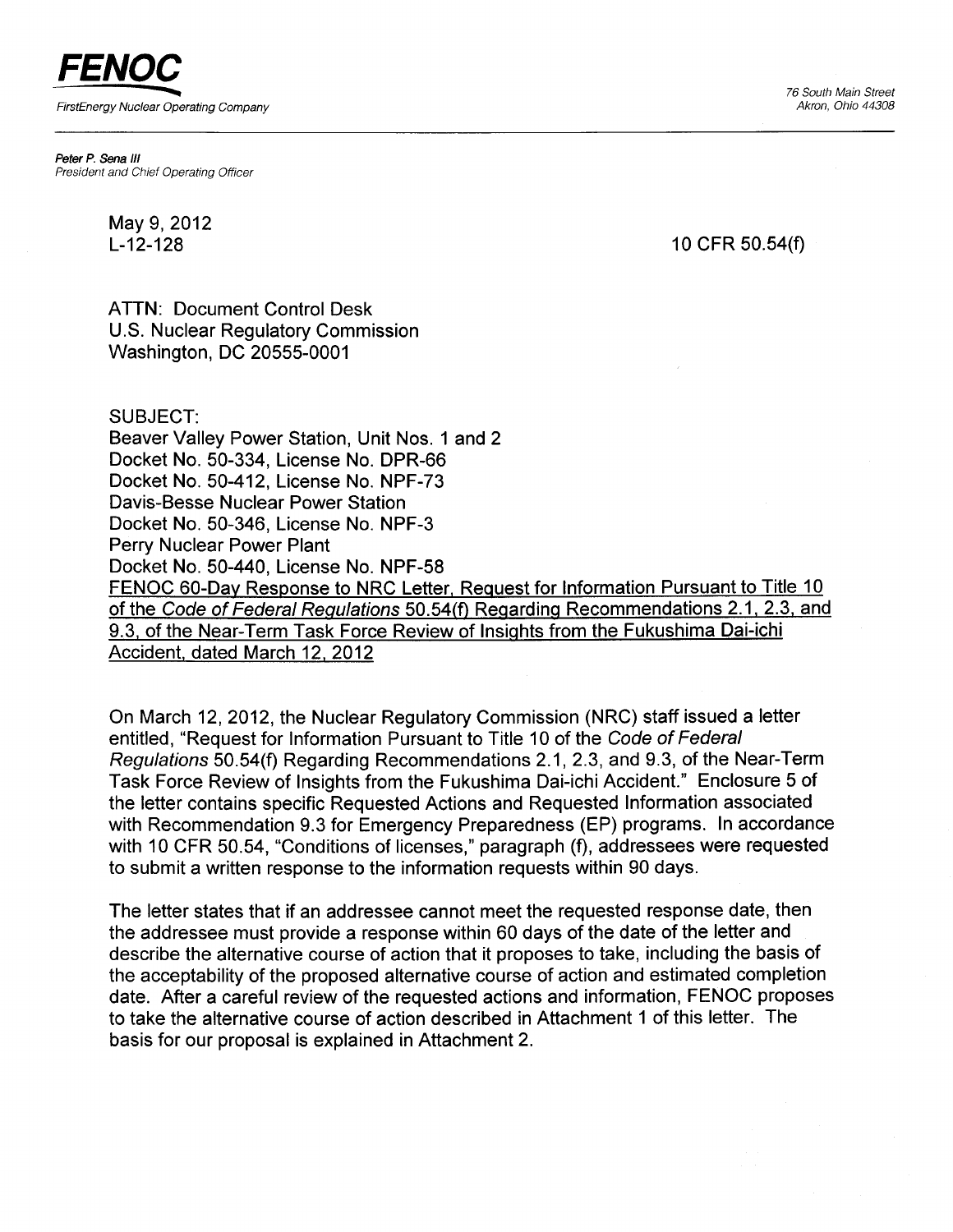**FENOC**

FirstEnergy Nuclear Operating Company

76 South Main Street
Akron, Ohio 44308

**Peter P. Sena III**
*President and Chief Operating Officer*

May 9, 2012
L-12-128

10 CFR 50.54(f)

ATTN: Document Control Desk
U.S. Nuclear Regulatory Commission
Washington, DC 20555-0001

SUBJECT:
Beaver Valley Power Station, Unit Nos. 1 and 2
Docket No. 50-334, License No. DPR-66
Docket No. 50-412, License No. NPF-73
Davis-Besse Nuclear Power Station
Docket No. 50-346, License No. NPF-3
Perry Nuclear Power Plant
Docket No. 50-440, License No. NPF-58
FENOC 60-Day Response to NRC Letter, Request for Information Pursuant to Title 10 of the *Code of Federal Regulations* 50.54(f) Regarding Recommendations 2.1, 2.3, and 9.3, of the Near-Term Task Force Review of Insights from the Fukushima Dai-ichi Accident, dated March 12, 2012

On March 12, 2012, the Nuclear Regulatory Commission (NRC) staff issued a letter entitled, "Request for Information Pursuant to Title 10 of the *Code of Federal Regulations* 50.54(f) Regarding Recommendations 2.1, 2.3, and 9.3, of the Near-Term Task Force Review of Insights from the Fukushima Dai-ichi Accident." Enclosure 5 of the letter contains specific Requested Actions and Requested Information associated with Recommendation 9.3 for Emergency Preparedness (EP) programs. In accordance with 10 CFR 50.54, "Conditions of licenses," paragraph (f), addressees were requested to submit a written response to the information requests within 90 days.

The letter states that if an addressee cannot meet the requested response date, then the addressee must provide a response within 60 days of the date of the letter and describe the alternative course of action that it proposes to take, including the basis of the acceptability of the proposed alternative course of action and estimated completion date. After a careful review of the requested actions and information, FENOC proposes to take the alternative course of action described in Attachment 1 of this letter. The basis for our proposal is explained in Attachment 2.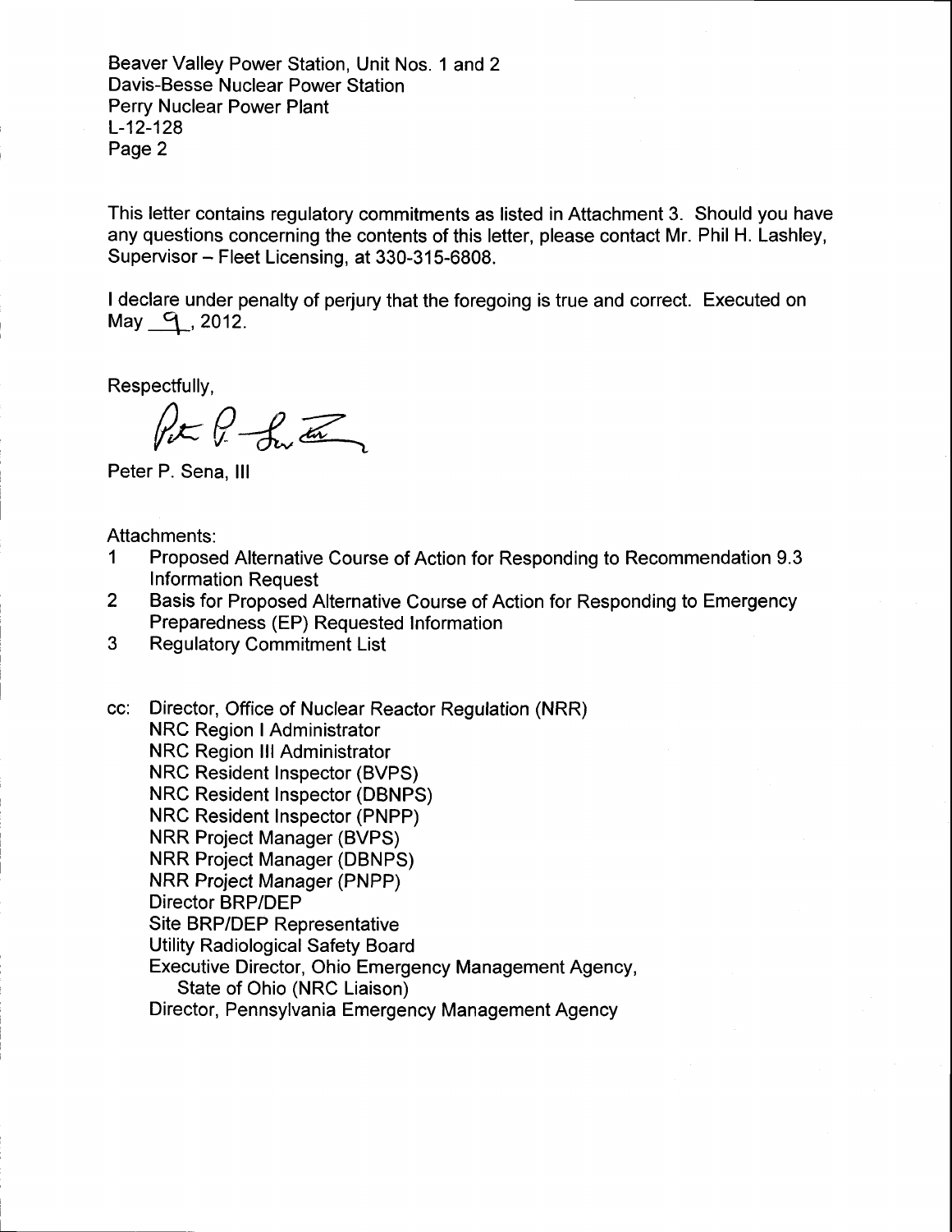Beaver Valley Power Station, Unit Nos. 1 and 2
Davis-Besse Nuclear Power Station
Perry Nuclear Power Plant
L-12-128

This letter contains regulatory commitments as listed in Attachment 3. Should you have any questions concerning the contents of this letter, please contact Mr. Phil H. Lashley, Supervisor – Fleet Licensing, at 330-315-6808.

I declare under penalty of perjury that the foregoing is true and correct. Executed on May 9, 2012.

Respectfully,

Peter P. Sena, III

Attachments:

1. Proposed Alternative Course of Action for Responding to Recommendation 9.3 Information Request
2. Basis for Proposed Alternative Course of Action for Responding to Emergency Preparedness (EP) Requested Information
3. Regulatory Commitment List

cc: Director, Office of Nuclear Reactor Regulation (NRR)
NRC Region I Administrator
NRC Region III Administrator
NRC Resident Inspector (BVPS)
NRC Resident Inspector (DBNPS)
NRC Resident Inspector (PNPP)
NRR Project Manager (BVPS)
NRR Project Manager (DBNPS)
NRR Project Manager (PNPP)
Director BRP/DEP
Site BRP/DEP Representative
Utility Radiological Safety Board
Executive Director, Ohio Emergency Management Agency, State of Ohio (NRC Liaison)
Director, Pennsylvania Emergency Management Agency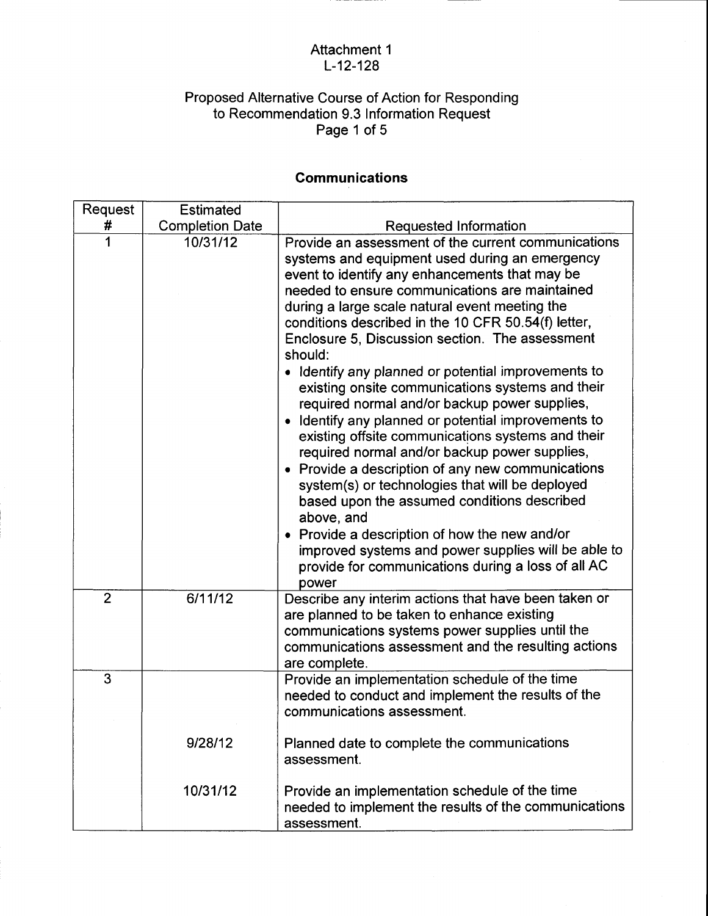Attachment 1
L-12-128

Proposed Alternative Course of Action for Responding to Recommendation 9.3 Information Request

## Communications

| Request # | Estimated Completion Date | Requested Information |
|---|---|---|
| 1 | 10/31/12 | Provide an assessment of the current communications systems and equipment used during an emergency event to identify any enhancements that may be needed to ensure communications are maintained during a large scale natural event meeting the conditions described in the 10 CFR 50.54(f) letter, Enclosure 5, Discussion section. The assessment should:<br>• Identify any planned or potential improvements to existing onsite communications systems and their required normal and/or backup power supplies,<br>• Identify any planned or potential improvements to existing offsite communications systems and their required normal and/or backup power supplies,<br>• Provide a description of any new communications system(s) or technologies that will be deployed based upon the assumed conditions described above, and<br>• Provide a description of how the new and/or improved systems and power supplies will be able to provide for communications during a loss of all AC power |
| 2 | 6/11/12 | Describe any interim actions that have been taken or are planned to be taken to enhance existing communications systems power supplies until the communications assessment and the resulting actions are complete. |
| 3 | | Provide an implementation schedule of the time needed to conduct and implement the results of the communications assessment. |
| | 9/28/12 | Planned date to complete the communications assessment. |
| | 10/31/12 | Provide an implementation schedule of the time needed to implement the results of the communications assessment. |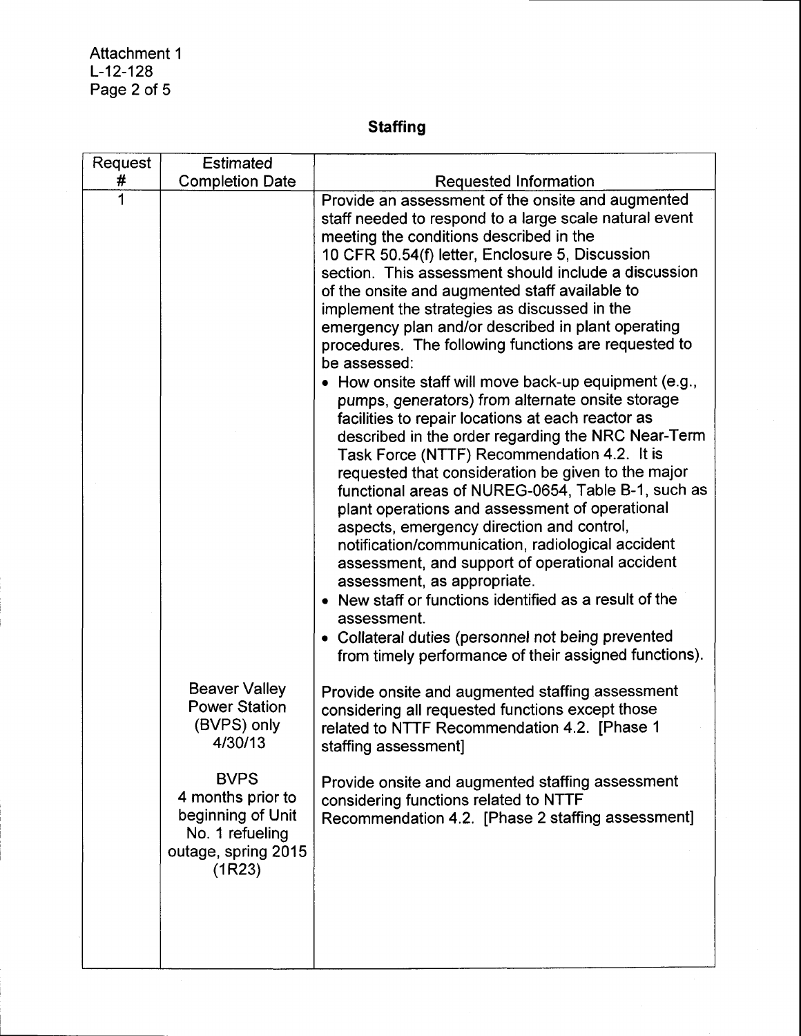## Staffing

| Request # | Estimated Completion Date | Requested Information |
|---|---|---|
| 1 | | Provide an assessment of the onsite and augmented staff needed to respond to a large scale natural event meeting the conditions described in the 10 CFR 50.54(f) letter, Enclosure 5, Discussion section. This assessment should include a discussion of the onsite and augmented staff available to implement the strategies as discussed in the emergency plan and/or described in plant operating procedures. The following functions are requested to be assessed:<br>• How onsite staff will move back-up equipment (e.g., pumps, generators) from alternate onsite storage facilities to repair locations at each reactor as described in the order regarding the NRC Near-Term Task Force (NTTF) Recommendation 4.2. It is requested that consideration be given to the major functional areas of NUREG-0654, Table B-1, such as plant operations and assessment of operational aspects, emergency direction and control, notification/communication, radiological accident assessment, and support of operational accident assessment, as appropriate.<br>• New staff or functions identified as a result of the assessment.<br>• Collateral duties (personnel not being prevented from timely performance of their assigned functions). |
| | Beaver Valley Power Station (BVPS) only 4/30/13 | Provide onsite and augmented staffing assessment considering all requested functions except those related to NTTF Recommendation 4.2. [Phase 1 staffing assessment] |
| | BVPS 4 months prior to beginning of Unit No. 1 refueling outage, spring 2015 (1R23) | Provide onsite and augmented staffing assessment considering functions related to NTTF Recommendation 4.2. [Phase 2 staffing assessment] |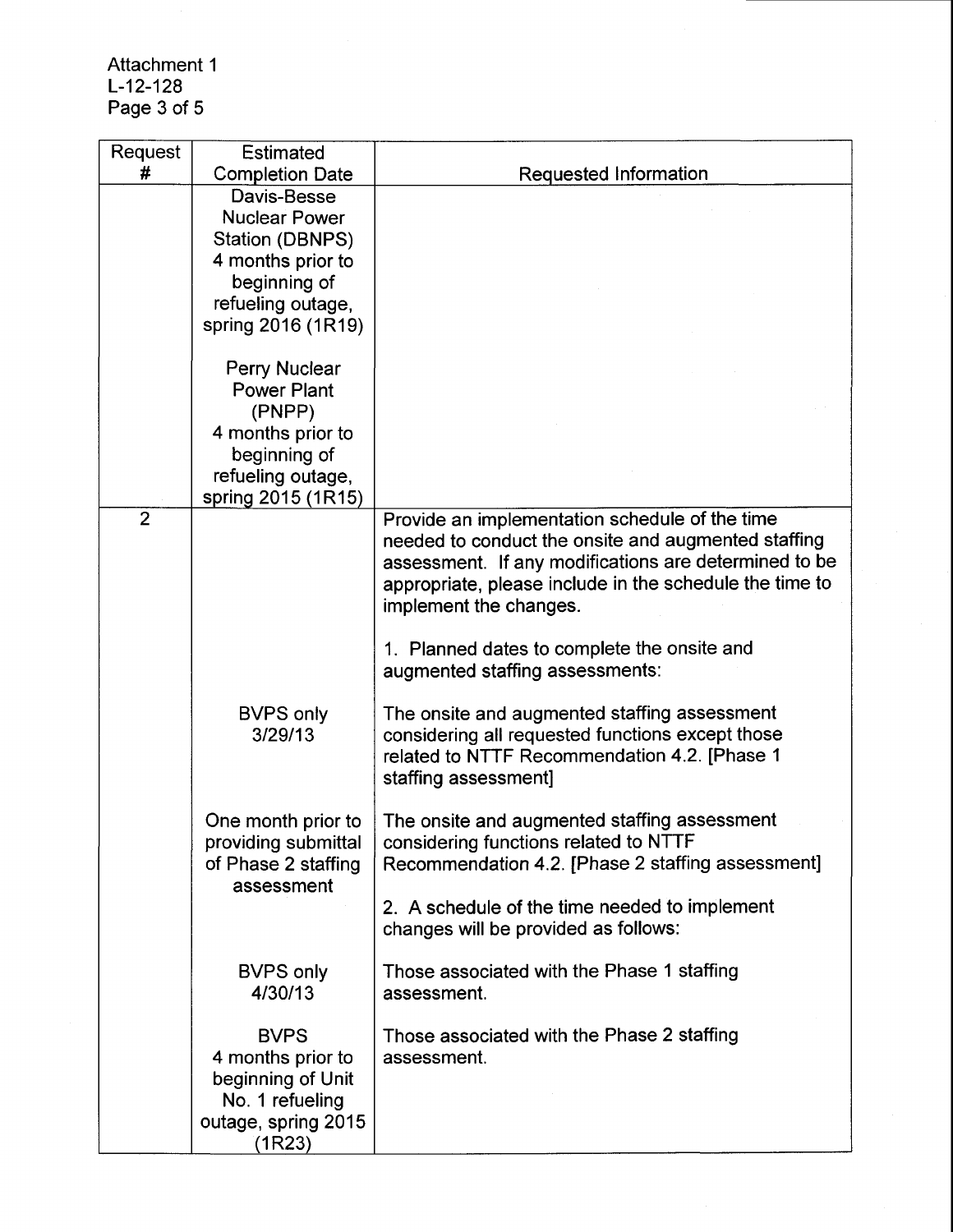| Request # | Estimated Completion Date | Requested Information |
|---|---|---|
| | Davis-Besse Nuclear Power Station (DBNPS) 4 months prior to beginning of refueling outage, spring 2016 (1R19)<br><br>Perry Nuclear Power Plant (PNPP) 4 months prior to beginning of refueling outage, spring 2015 (1R15) | |
| 2 | | Provide an implementation schedule of the time needed to conduct the onsite and augmented staffing assessment. If any modifications are determined to be appropriate, please include in the schedule the time to implement the changes.<br><br>1. Planned dates to complete the onsite and augmented staffing assessments: |
| | BVPS only 3/29/13 | The onsite and augmented staffing assessment considering all requested functions except those related to NTTF Recommendation 4.2. [Phase 1 staffing assessment] |
| | One month prior to providing submittal of Phase 2 staffing assessment | The onsite and augmented staffing assessment considering functions related to NTTF Recommendation 4.2. [Phase 2 staffing assessment]<br><br>2. A schedule of the time needed to implement changes will be provided as follows: |
| | BVPS only 4/30/13 | Those associated with the Phase 1 staffing assessment. |
| | BVPS 4 months prior to beginning of Unit No. 1 refueling outage, spring 2015 (1R23) | Those associated with the Phase 2 staffing assessment. |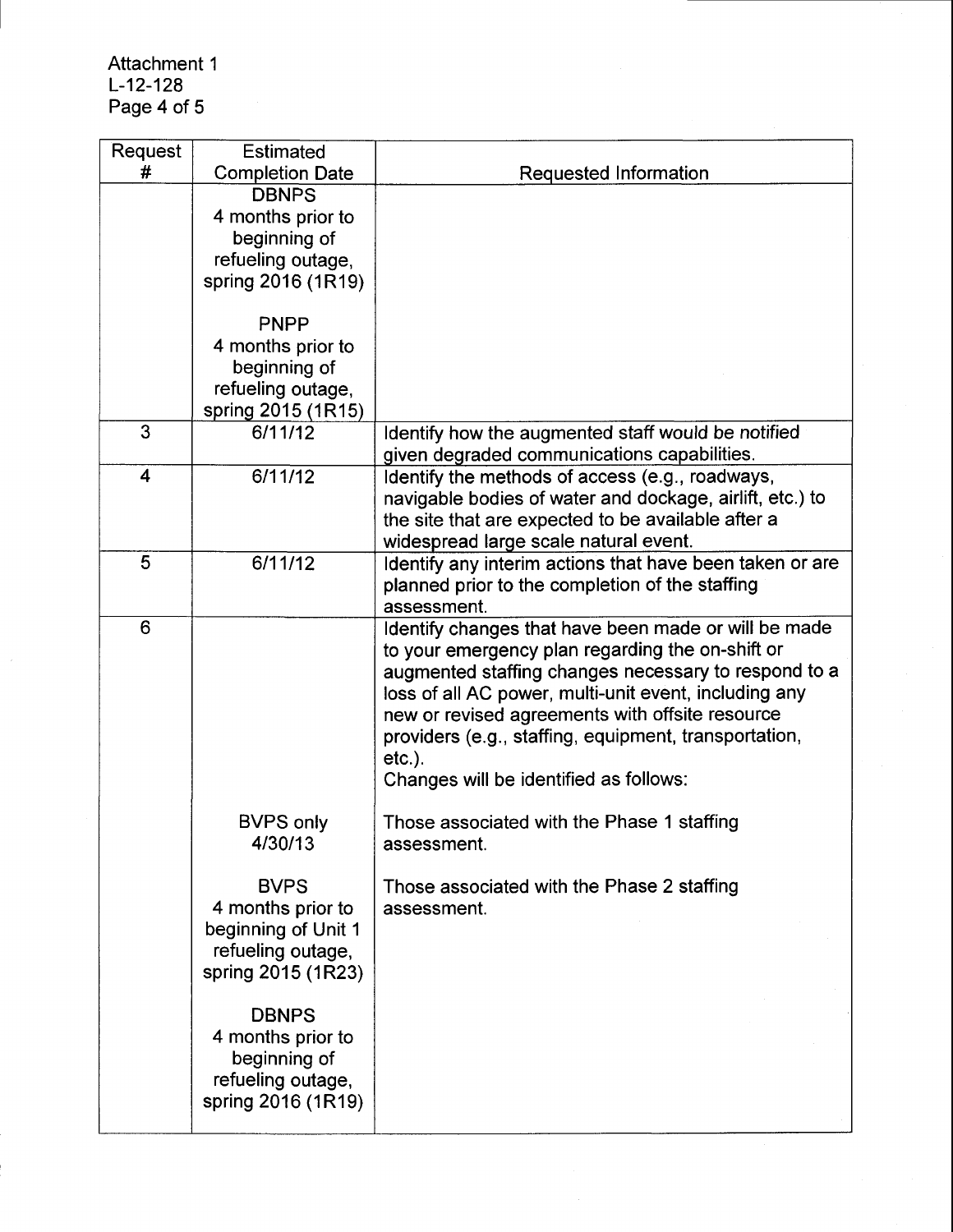| Request # | Estimated Completion Date | Requested Information |
|---|---|---|
| | DBNPS<br>4 months prior to beginning of refueling outage, spring 2016 (1R19)<br><br>PNPP<br>4 months prior to beginning of refueling outage, spring 2015 (1R15) | |
| 3 | 6/11/12 | Identify how the augmented staff would be notified given degraded communications capabilities. |
| 4 | 6/11/12 | Identify the methods of access (e.g., roadways, navigable bodies of water and dockage, airlift, etc.) to the site that are expected to be available after a widespread large scale natural event. |
| 5 | 6/11/12 | Identify any interim actions that have been taken or are planned prior to the completion of the staffing assessment. |
| 6 | | Identify changes that have been made or will be made to your emergency plan regarding the on-shift or augmented staffing changes necessary to respond to a loss of all AC power, multi-unit event, including any new or revised agreements with offsite resource providers (e.g., staffing, equipment, transportation, etc.).<br>Changes will be identified as follows: |
| | BVPS only<br>4/30/13 | Those associated with the Phase 1 staffing assessment. |
| | BVPS<br>4 months prior to beginning of Unit 1 refueling outage, spring 2015 (1R23)<br><br>DBNPS<br>4 months prior to beginning of refueling outage, spring 2016 (1R19) | Those associated with the Phase 2 staffing assessment. |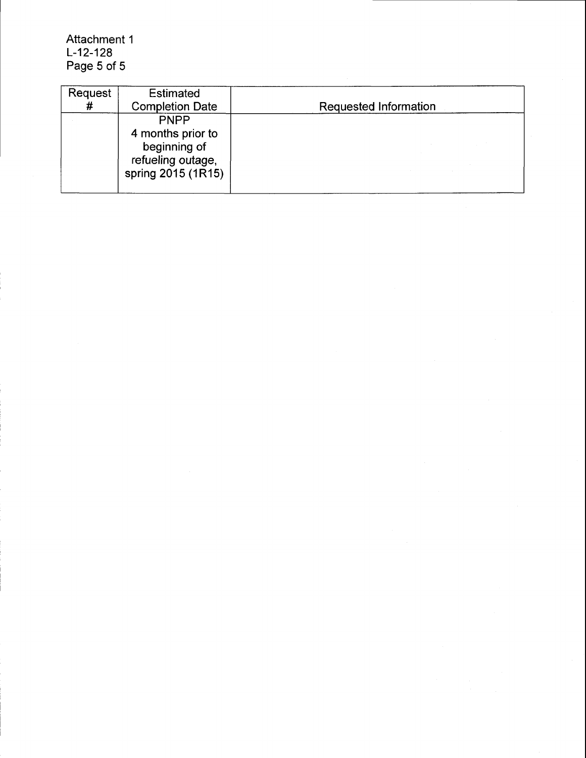| Request # | Estimated Completion Date | Requested Information |
| --- | --- | --- |
| | PNPP<br>4 months prior to beginning of refueling outage, spring 2015 (1R15) | |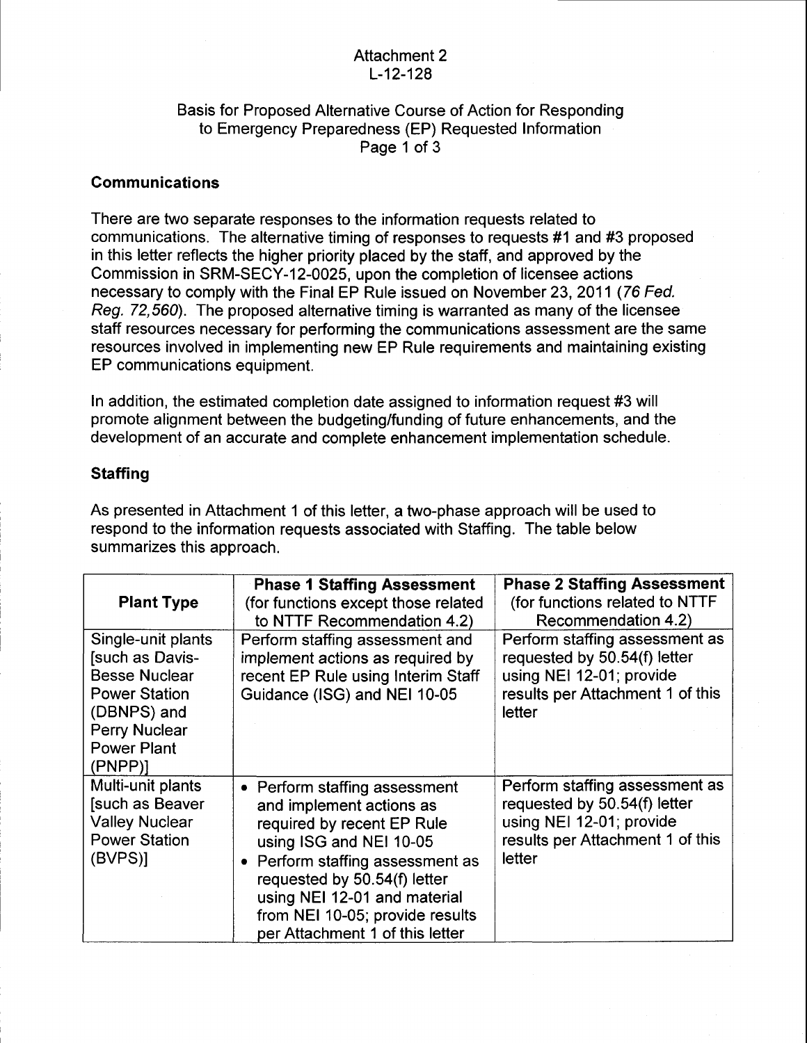Attachment 2
L-12-128

Basis for Proposed Alternative Course of Action for Responding to Emergency Preparedness (EP) Requested Information

## Communications

There are two separate responses to the information requests related to communications. The alternative timing of responses to requests #1 and #3 proposed in this letter reflects the higher priority placed by the staff, and approved by the Commission in SRM-SECY-12-0025, upon the completion of licensee actions necessary to comply with the Final EP Rule issued on November 23, 2011 (*76 Fed. Reg. 72,560*). The proposed alternative timing is warranted as many of the licensee staff resources necessary for performing the communications assessment are the same resources involved in implementing new EP Rule requirements and maintaining existing EP communications equipment.

In addition, the estimated completion date assigned to information request #3 will promote alignment between the budgeting/funding of future enhancements, and the development of an accurate and complete enhancement implementation schedule.

## Staffing

As presented in Attachment 1 of this letter, a two-phase approach will be used to respond to the information requests associated with Staffing. The table below summarizes this approach.

| Plant Type | Phase 1 Staffing Assessment (for functions except those related to NTTF Recommendation 4.2) | Phase 2 Staffing Assessment (for functions related to NTTF Recommendation 4.2) |
|---|---|---|
| Single-unit plants [such as Davis-Besse Nuclear Power Station (DBNPS) and Perry Nuclear Power Plant (PNPP)] | Perform staffing assessment and implement actions as required by recent EP Rule using Interim Staff Guidance (ISG) and NEI 10-05 | Perform staffing assessment as requested by 50.54(f) letter using NEI 12-01; provide results per Attachment 1 of this letter |
| Multi-unit plants [such as Beaver Valley Nuclear Power Station (BVPS)] | • Perform staffing assessment and implement actions as required by recent EP Rule using ISG and NEI 10-05 <br> • Perform staffing assessment as requested by 50.54(f) letter using NEI 12-01 and material from NEI 10-05; provide results per Attachment 1 of this letter | Perform staffing assessment as requested by 50.54(f) letter using NEI 12-01; provide results per Attachment 1 of this letter |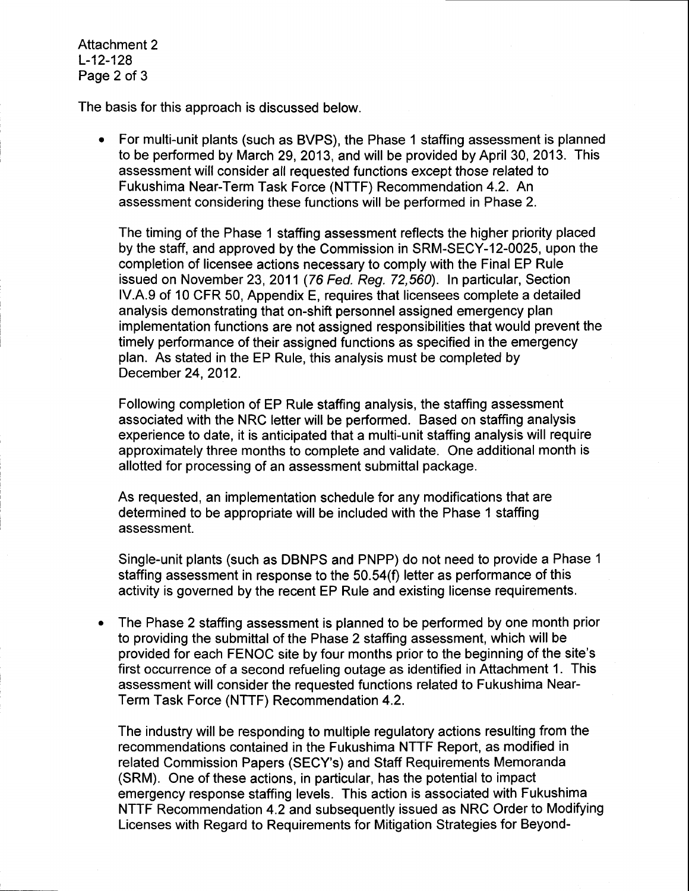The basis for this approach is discussed below.

- For multi-unit plants (such as BVPS), the Phase 1 staffing assessment is planned to be performed by March 29, 2013, and will be provided by April 30, 2013. This assessment will consider all requested functions except those related to Fukushima Near-Term Task Force (NTTF) Recommendation 4.2. An assessment considering these functions will be performed in Phase 2.

  The timing of the Phase 1 staffing assessment reflects the higher priority placed by the staff, and approved by the Commission in SRM-SECY-12-0025, upon the completion of licensee actions necessary to comply with the Final EP Rule issued on November 23, 2011 (*76 Fed. Reg. 72,560*). In particular, Section IV.A.9 of 10 CFR 50, Appendix E, requires that licensees complete a detailed analysis demonstrating that on-shift personnel assigned emergency plan implementation functions are not assigned responsibilities that would prevent the timely performance of their assigned functions as specified in the emergency plan. As stated in the EP Rule, this analysis must be completed by December 24, 2012.

  Following completion of EP Rule staffing analysis, the staffing assessment associated with the NRC letter will be performed. Based on staffing analysis experience to date, it is anticipated that a multi-unit staffing analysis will require approximately three months to complete and validate. One additional month is allotted for processing of an assessment submittal package.

  As requested, an implementation schedule for any modifications that are determined to be appropriate will be included with the Phase 1 staffing assessment.

  Single-unit plants (such as DBNPS and PNPP) do not need to provide a Phase 1 staffing assessment in response to the 50.54(f) letter as performance of this activity is governed by the recent EP Rule and existing license requirements.

- The Phase 2 staffing assessment is planned to be performed by one month prior to providing the submittal of the Phase 2 staffing assessment, which will be provided for each FENOC site by four months prior to the beginning of the site's first occurrence of a second refueling outage as identified in Attachment 1. This assessment will consider the requested functions related to Fukushima Near-Term Task Force (NTTF) Recommendation 4.2.

  The industry will be responding to multiple regulatory actions resulting from the recommendations contained in the Fukushima NTTF Report, as modified in related Commission Papers (SECY's) and Staff Requirements Memoranda (SRM). One of these actions, in particular, has the potential to impact emergency response staffing levels. This action is associated with Fukushima NTTF Recommendation 4.2 and subsequently issued as NRC Order to Modifying Licenses with Regard to Requirements for Mitigation Strategies for Beyond-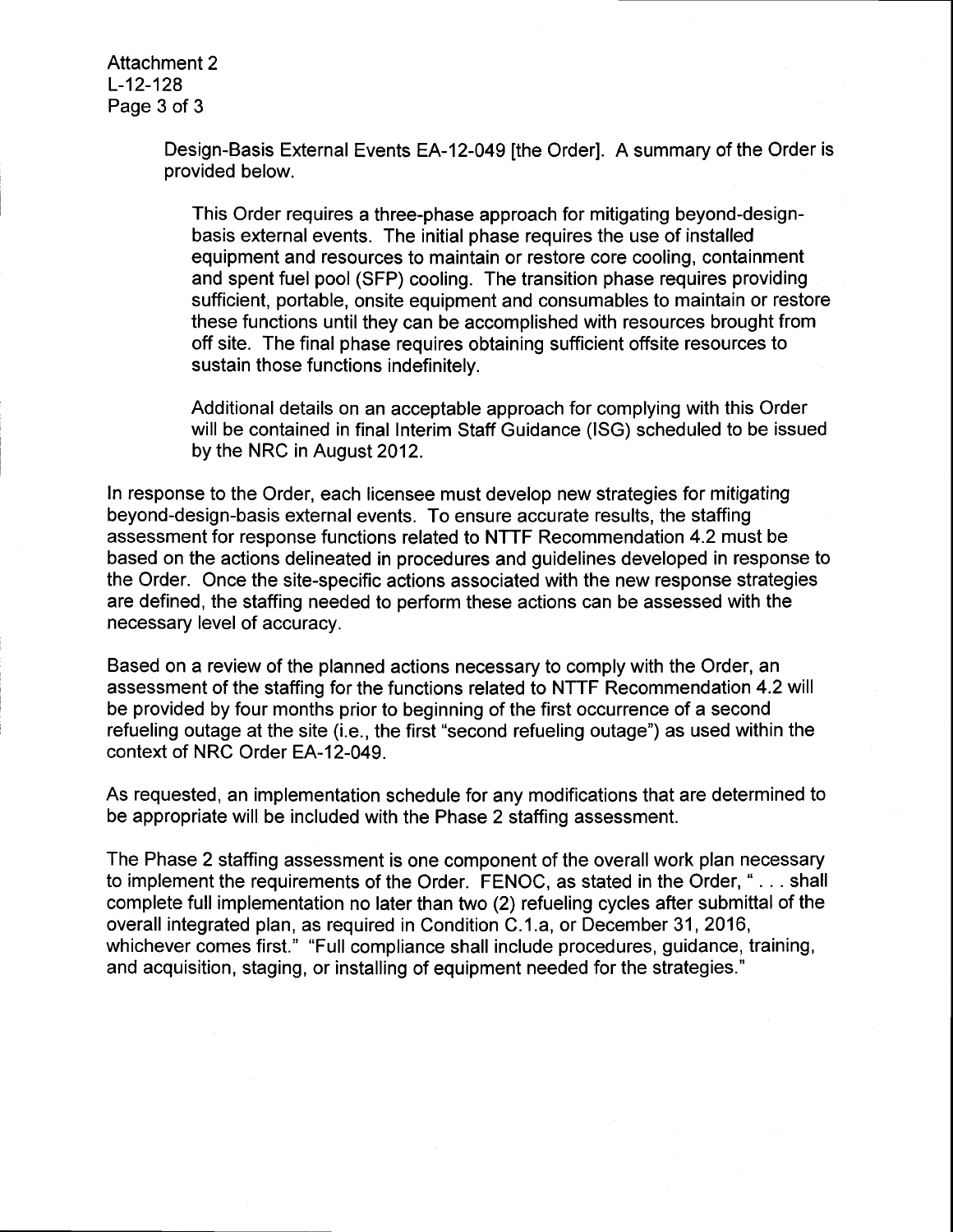Design-Basis External Events EA-12-049 [the Order]. A summary of the Order is provided below.

> This Order requires a three-phase approach for mitigating beyond-design-basis external events. The initial phase requires the use of installed equipment and resources to maintain or restore core cooling, containment and spent fuel pool (SFP) cooling. The transition phase requires providing sufficient, portable, onsite equipment and consumables to maintain or restore these functions until they can be accomplished with resources brought from off site. The final phase requires obtaining sufficient offsite resources to sustain those functions indefinitely.
>
> Additional details on an acceptable approach for complying with this Order will be contained in final Interim Staff Guidance (ISG) scheduled to be issued by the NRC in August 2012.

In response to the Order, each licensee must develop new strategies for mitigating beyond-design-basis external events. To ensure accurate results, the staffing assessment for response functions related to NTTF Recommendation 4.2 must be based on the actions delineated in procedures and guidelines developed in response to the Order. Once the site-specific actions associated with the new response strategies are defined, the staffing needed to perform these actions can be assessed with the necessary level of accuracy.

Based on a review of the planned actions necessary to comply with the Order, an assessment of the staffing for the functions related to NTTF Recommendation 4.2 will be provided by four months prior to beginning of the first occurrence of a second refueling outage at the site (i.e., the first "second refueling outage") as used within the context of NRC Order EA-12-049.

As requested, an implementation schedule for any modifications that are determined to be appropriate will be included with the Phase 2 staffing assessment.

The Phase 2 staffing assessment is one component of the overall work plan necessary to implement the requirements of the Order. FENOC, as stated in the Order, " . . . shall complete full implementation no later than two (2) refueling cycles after submittal of the overall integrated plan, as required in Condition C.1.a, or December 31, 2016, whichever comes first." "Full compliance shall include procedures, guidance, training, and acquisition, staging, or installing of equipment needed for the strategies."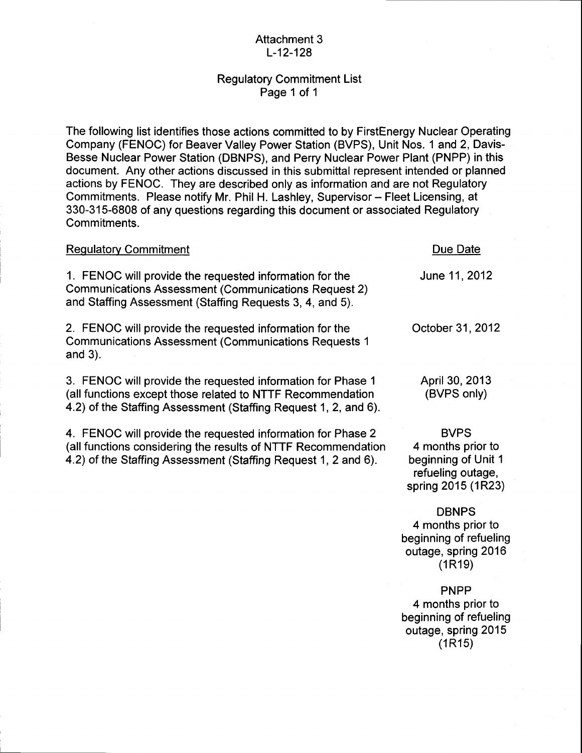Attachment 3
L-12-128

Regulatory Commitment List

The following list identifies those actions committed to by FirstEnergy Nuclear Operating Company (FENOC) for Beaver Valley Power Station (BVPS), Unit Nos. 1 and 2, Davis-Besse Nuclear Power Station (DBNPS), and Perry Nuclear Power Plant (PNPP) in this document. Any other actions discussed in this submittal represent intended or planned actions by FENOC. They are described only as information and are not Regulatory Commitments. Please notify Mr. Phil H. Lashley, Supervisor – Fleet Licensing, at 330-315-6808 of any questions regarding this document or associated Regulatory Commitments.

| Regulatory Commitment | Due Date |
|---|---|
| 1. FENOC will provide the requested information for the Communications Assessment (Communications Request 2) and Staffing Assessment (Staffing Requests 3, 4, and 5). | June 11, 2012 |
| 2. FENOC will provide the requested information for the Communications Assessment (Communications Requests 1 and 3). | October 31, 2012 |
| 3. FENOC will provide the requested information for Phase 1 (all functions except those related to NTTF Recommendation 4.2) of the Staffing Assessment (Staffing Request 1, 2, and 6). | April 30, 2013 (BVPS only) |
| 4. FENOC will provide the requested information for Phase 2 (all functions considering the results of NTTF Recommendation 4.2) of the Staffing Assessment (Staffing Request 1, 2 and 6). | BVPS<br>4 months prior to beginning of Unit 1 refueling outage, spring 2015 (1R23)<br><br>DBNPS<br>4 months prior to beginning of refueling outage, spring 2016 (1R19)<br><br>PNPP<br>4 months prior to beginning of refueling outage, spring 2015 (1R15) |